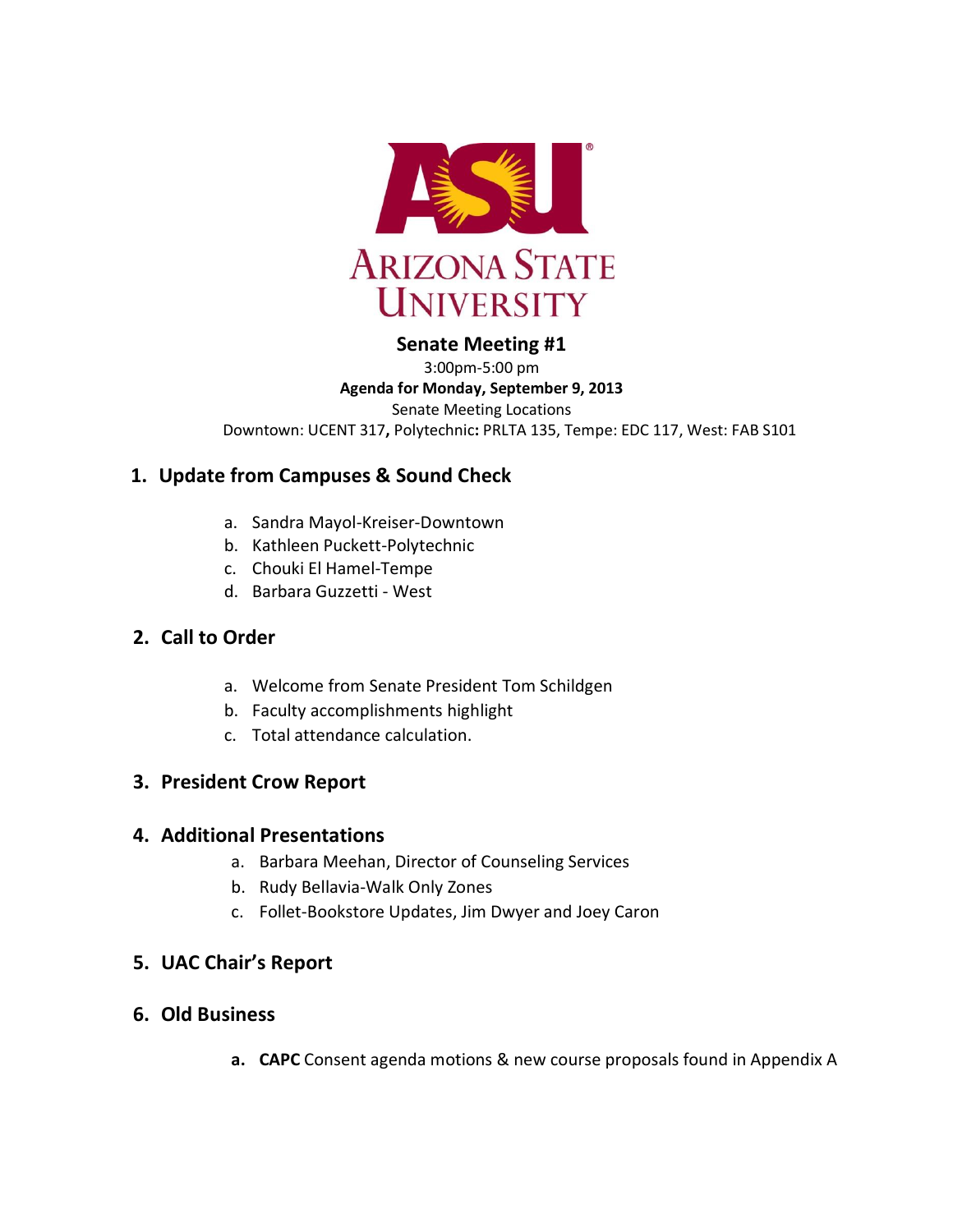ARIZONA STATE UNIVERSITY

**Senate Meeting #1**

3:00pm-5:00 pm

**Agenda for Monday, September 9, 2013**

Senate Meeting Locations

Downtown: UCENT 317**,** Polytechnic**:** PRLTA 135, Tempe: EDC 117, West: FAB S101

## 1. Update from Campuses & Sound Check

a. Sandra Mayol-Kreiser-Downtown
b. Kathleen Puckett-Polytechnic
c. Chouki El Hamel-Tempe
d. Barbara Guzzetti - West

## 2. Call to Order

a. Welcome from Senate President Tom Schildgen
b. Faculty accomplishments highlight
c. Total attendance calculation.

## 3. President Crow Report

## 4. Additional Presentations

a. Barbara Meehan, Director of Counseling Services
b. Rudy Bellavia-Walk Only Zones
c. Follet-Bookstore Updates, Jim Dwyer and Joey Caron

## 5. UAC Chair's Report

## 6. Old Business

**a. CAPC** Consent agenda motions & new course proposals found in Appendix A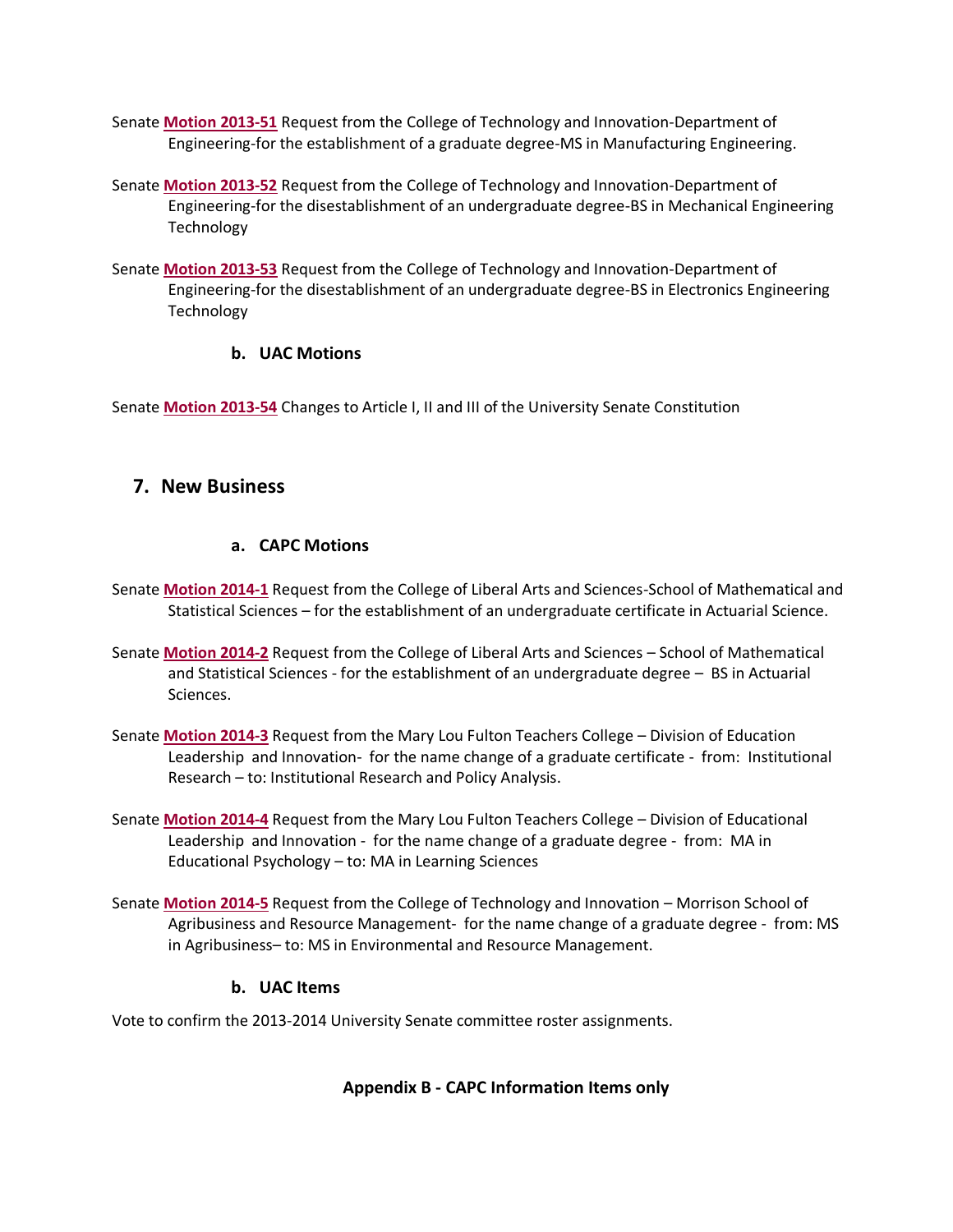Senate **Motion 2013-51** Request from the College of Technology and Innovation-Department of Engineering-for the establishment of a graduate degree-MS in Manufacturing Engineering.

Senate **Motion 2013-52** Request from the College of Technology and Innovation-Department of Engineering-for the disestablishment of an undergraduate degree-BS in Mechanical Engineering Technology

Senate **Motion 2013-53** Request from the College of Technology and Innovation-Department of Engineering-for the disestablishment of an undergraduate degree-BS in Electronics Engineering Technology

### b. UAC Motions

Senate **Motion 2013-54** Changes to Article I, II and III of the University Senate Constitution

## 7. New Business

### a. CAPC Motions

Senate **Motion 2014-1** Request from the College of Liberal Arts and Sciences-School of Mathematical and Statistical Sciences – for the establishment of an undergraduate certificate in Actuarial Science.

Senate **Motion 2014-2** Request from the College of Liberal Arts and Sciences – School of Mathematical and Statistical Sciences - for the establishment of an undergraduate degree – BS in Actuarial Sciences.

Senate **Motion 2014-3** Request from the Mary Lou Fulton Teachers College – Division of Education Leadership and Innovation- for the name change of a graduate certificate - from: Institutional Research – to: Institutional Research and Policy Analysis.

Senate **Motion 2014-4** Request from the Mary Lou Fulton Teachers College – Division of Educational Leadership and Innovation - for the name change of a graduate degree - from: MA in Educational Psychology – to: MA in Learning Sciences

Senate **Motion 2014-5** Request from the College of Technology and Innovation – Morrison School of Agribusiness and Resource Management- for the name change of a graduate degree - from: MS in Agribusiness– to: MS in Environmental and Resource Management.

### b. UAC Items

Vote to confirm the 2013-2014 University Senate committee roster assignments.

**Appendix B - CAPC Information Items only**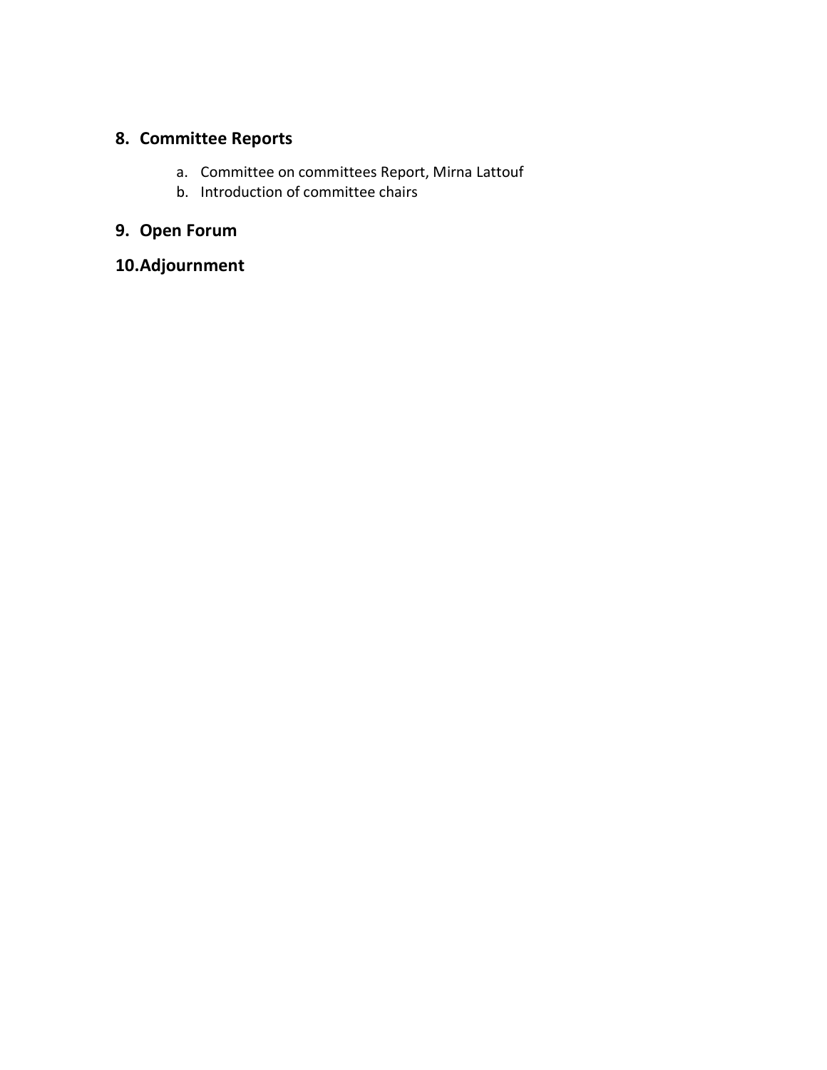## 8. Committee Reports

a. Committee on committees Report, Mirna Lattouf
b. Introduction of committee chairs

## 9. Open Forum

## 10. Adjournment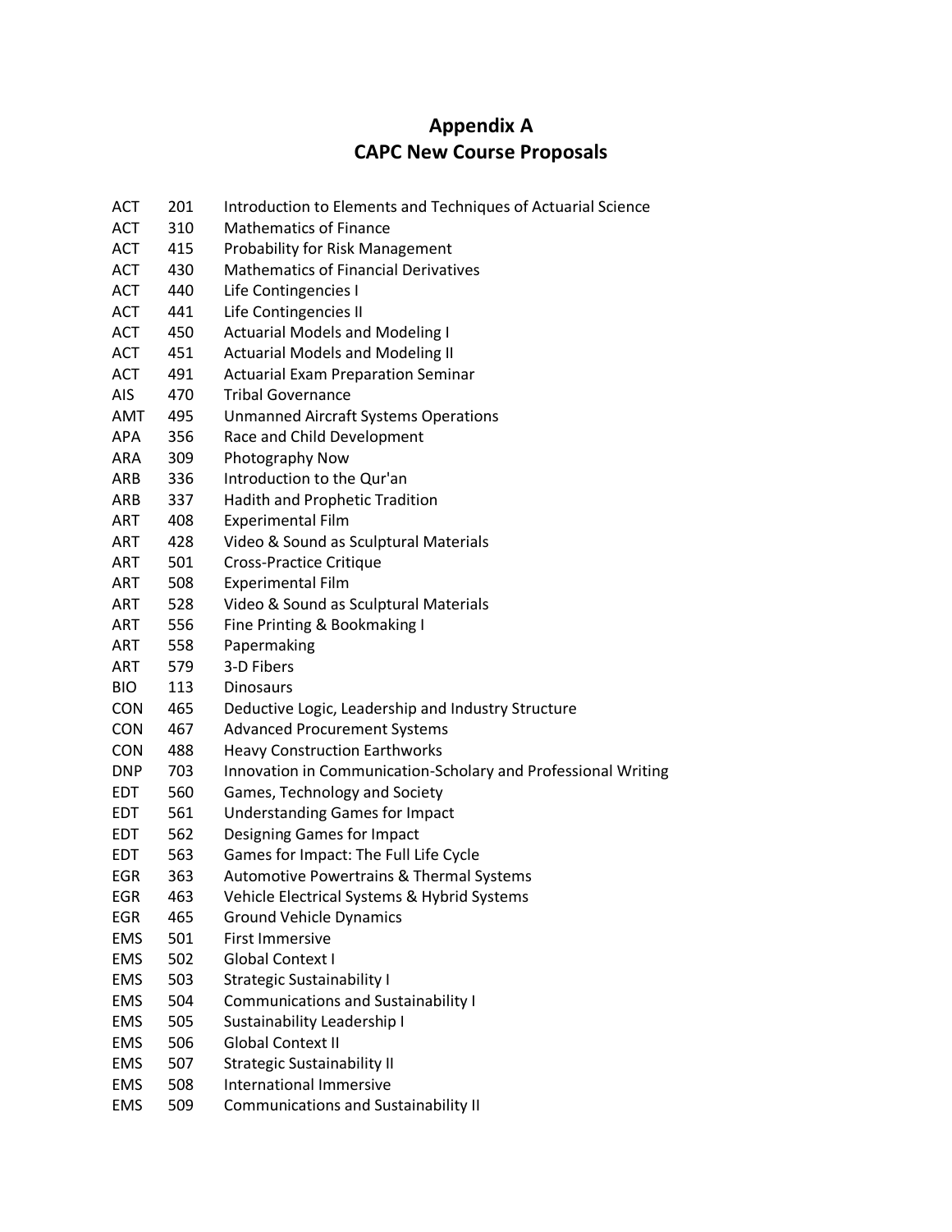# Appendix A
# CAPC New Course Proposals

| | | |
|---|---|---|
| ACT | 201 | Introduction to Elements and Techniques of Actuarial Science |
| ACT | 310 | Mathematics of Finance |
| ACT | 415 | Probability for Risk Management |
| ACT | 430 | Mathematics of Financial Derivatives |
| ACT | 440 | Life Contingencies I |
| ACT | 441 | Life Contingencies II |
| ACT | 450 | Actuarial Models and Modeling I |
| ACT | 451 | Actuarial Models and Modeling II |
| ACT | 491 | Actuarial Exam Preparation Seminar |
| AIS | 470 | Tribal Governance |
| AMT | 495 | Unmanned Aircraft Systems Operations |
| APA | 356 | Race and Child Development |
| ARA | 309 | Photography Now |
| ARB | 336 | Introduction to the Qur'an |
| ARB | 337 | Hadith and Prophetic Tradition |
| ART | 408 | Experimental Film |
| ART | 428 | Video & Sound as Sculptural Materials |
| ART | 501 | Cross-Practice Critique |
| ART | 508 | Experimental Film |
| ART | 528 | Video & Sound as Sculptural Materials |
| ART | 556 | Fine Printing & Bookmaking I |
| ART | 558 | Papermaking |
| ART | 579 | 3-D Fibers |
| BIO | 113 | Dinosaurs |
| CON | 465 | Deductive Logic, Leadership and Industry Structure |
| CON | 467 | Advanced Procurement Systems |
| CON | 488 | Heavy Construction Earthworks |
| DNP | 703 | Innovation in Communication-Scholary and Professional Writing |
| EDT | 560 | Games, Technology and Society |
| EDT | 561 | Understanding Games for Impact |
| EDT | 562 | Designing Games for Impact |
| EDT | 563 | Games for Impact: The Full Life Cycle |
| EGR | 363 | Automotive Powertrains & Thermal Systems |
| EGR | 463 | Vehicle Electrical Systems & Hybrid Systems |
| EGR | 465 | Ground Vehicle Dynamics |
| EMS | 501 | First Immersive |
| EMS | 502 | Global Context I |
| EMS | 503 | Strategic Sustainability I |
| EMS | 504 | Communications and Sustainability I |
| EMS | 505 | Sustainability Leadership I |
| EMS | 506 | Global Context II |
| EMS | 507 | Strategic Sustainability II |
| EMS | 508 | International Immersive |
| EMS | 509 | Communications and Sustainability II |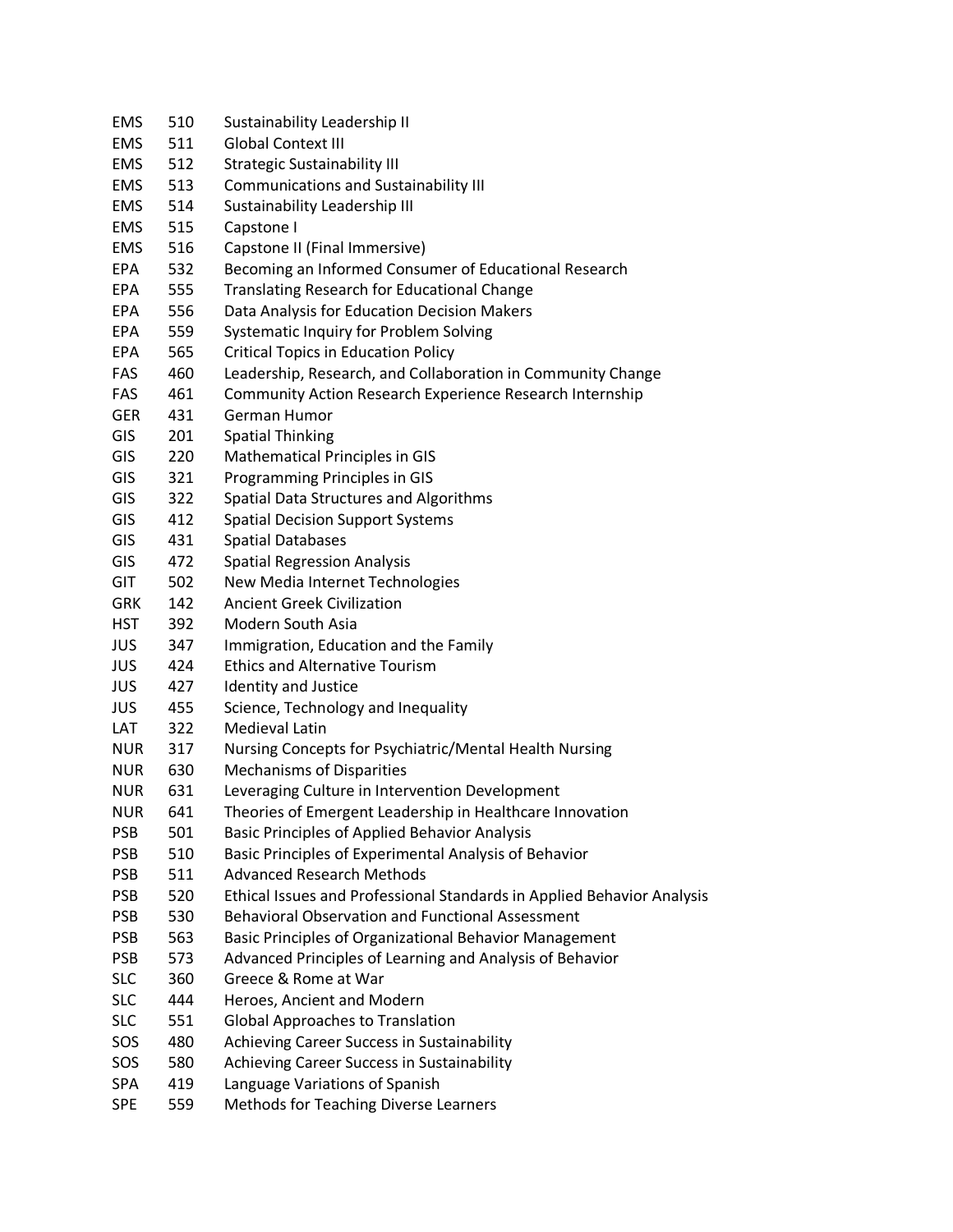| | | |
|---|---|---|
| EMS | 510 | Sustainability Leadership II |
| EMS | 511 | Global Context III |
| EMS | 512 | Strategic Sustainability III |
| EMS | 513 | Communications and Sustainability III |
| EMS | 514 | Sustainability Leadership III |
| EMS | 515 | Capstone I |
| EMS | 516 | Capstone II (Final Immersive) |
| EPA | 532 | Becoming an Informed Consumer of Educational Research |
| EPA | 555 | Translating Research for Educational Change |
| EPA | 556 | Data Analysis for Education Decision Makers |
| EPA | 559 | Systematic Inquiry for Problem Solving |
| EPA | 565 | Critical Topics in Education Policy |
| FAS | 460 | Leadership, Research, and Collaboration in Community Change |
| FAS | 461 | Community Action Research Experience Research Internship |
| GER | 431 | German Humor |
| GIS | 201 | Spatial Thinking |
| GIS | 220 | Mathematical Principles in GIS |
| GIS | 321 | Programming Principles in GIS |
| GIS | 322 | Spatial Data Structures and Algorithms |
| GIS | 412 | Spatial Decision Support Systems |
| GIS | 431 | Spatial Databases |
| GIS | 472 | Spatial Regression Analysis |
| GIT | 502 | New Media Internet Technologies |
| GRK | 142 | Ancient Greek Civilization |
| HST | 392 | Modern South Asia |
| JUS | 347 | Immigration, Education and the Family |
| JUS | 424 | Ethics and Alternative Tourism |
| JUS | 427 | Identity and Justice |
| JUS | 455 | Science, Technology and Inequality |
| LAT | 322 | Medieval Latin |
| NUR | 317 | Nursing Concepts for Psychiatric/Mental Health Nursing |
| NUR | 630 | Mechanisms of Disparities |
| NUR | 631 | Leveraging Culture in Intervention Development |
| NUR | 641 | Theories of Emergent Leadership in Healthcare Innovation |
| PSB | 501 | Basic Principles of Applied Behavior Analysis |
| PSB | 510 | Basic Principles of Experimental Analysis of Behavior |
| PSB | 511 | Advanced Research Methods |
| PSB | 520 | Ethical Issues and Professional Standards in Applied Behavior Analysis |
| PSB | 530 | Behavioral Observation and Functional Assessment |
| PSB | 563 | Basic Principles of Organizational Behavior Management |
| PSB | 573 | Advanced Principles of Learning and Analysis of Behavior |
| SLC | 360 | Greece & Rome at War |
| SLC | 444 | Heroes, Ancient and Modern |
| SLC | 551 | Global Approaches to Translation |
| SOS | 480 | Achieving Career Success in Sustainability |
| SOS | 580 | Achieving Career Success in Sustainability |
| SPA | 419 | Language Variations of Spanish |
| SPE | 559 | Methods for Teaching Diverse Learners |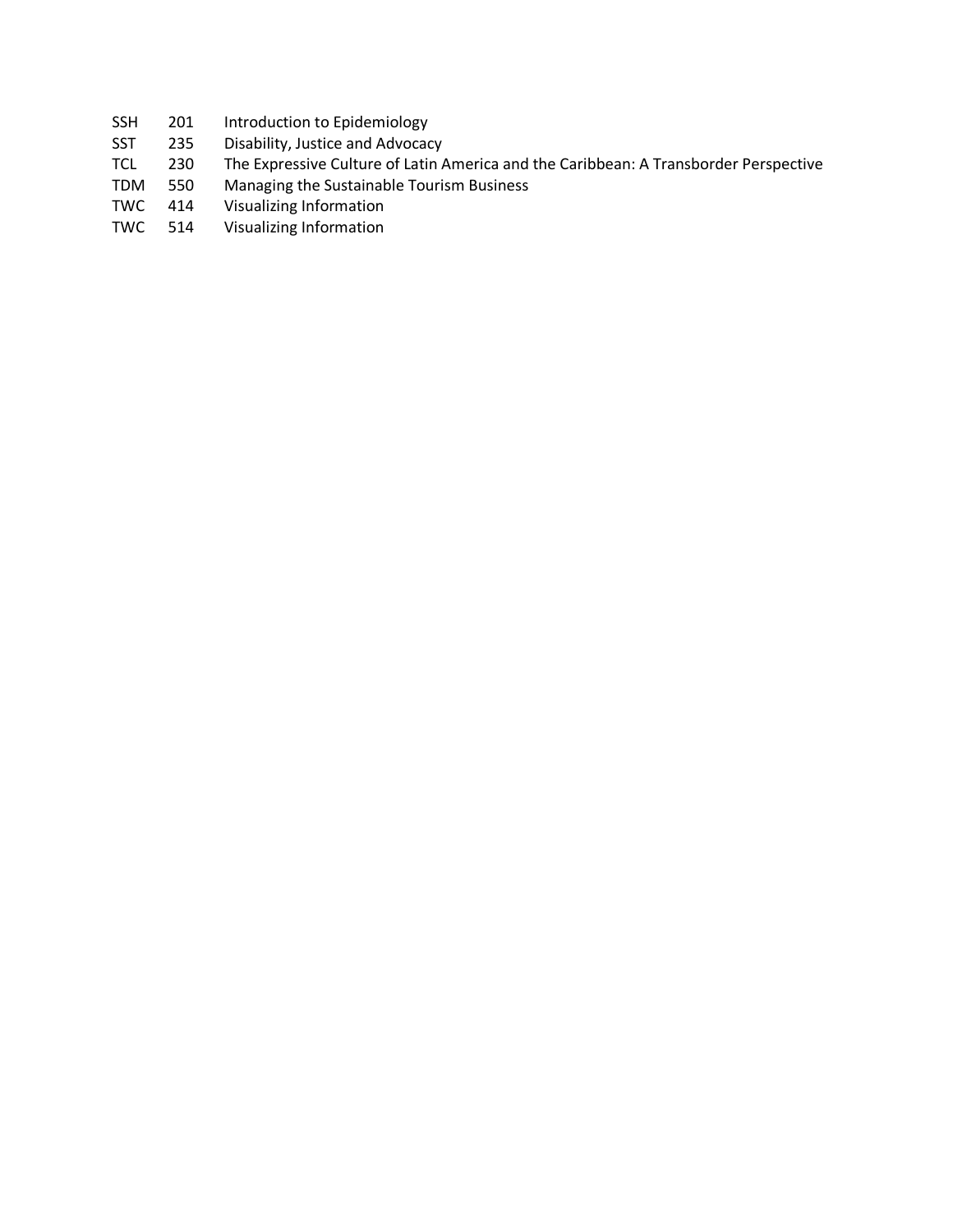| | | |
|---|---|---|
| SSH | 201 | Introduction to Epidemiology |
| SST | 235 | Disability, Justice and Advocacy |
| TCL | 230 | The Expressive Culture of Latin America and the Caribbean: A Transborder Perspective |
| TDM | 550 | Managing the Sustainable Tourism Business |
| TWC | 414 | Visualizing Information |
| TWC | 514 | Visualizing Information |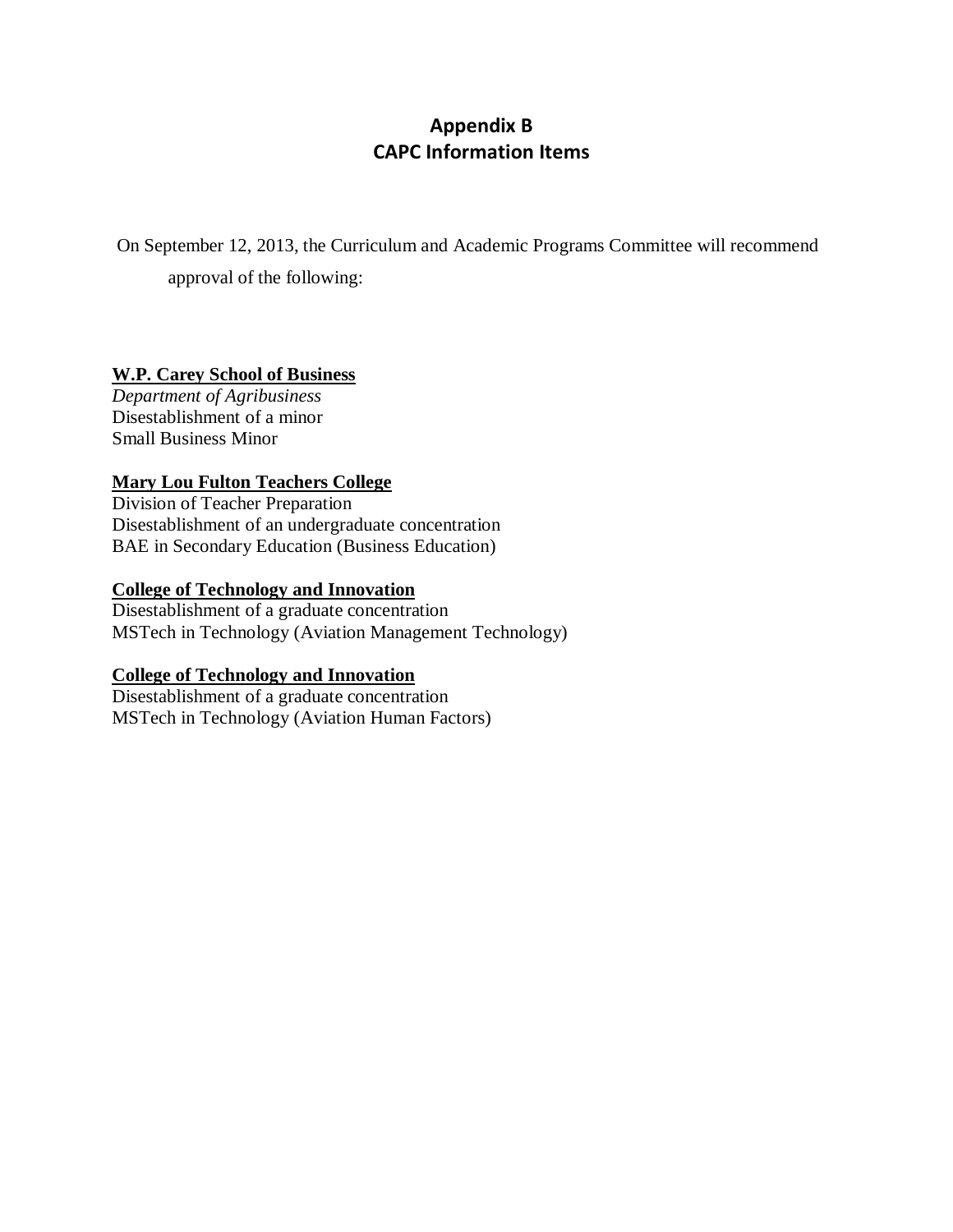# Appendix B
# CAPC Information Items

On September 12, 2013, the Curriculum and Academic Programs Committee will recommend approval of the following:

**W.P. Carey School of Business**
*Department of Agribusiness*
Disestablishment of a minor
Small Business Minor

**Mary Lou Fulton Teachers College**
Division of Teacher Preparation
Disestablishment of an undergraduate concentration
BAE in Secondary Education (Business Education)

**College of Technology and Innovation**
Disestablishment of a graduate concentration
MSTech in Technology (Aviation Management Technology)

**College of Technology and Innovation**
Disestablishment of a graduate concentration
MSTech in Technology (Aviation Human Factors)